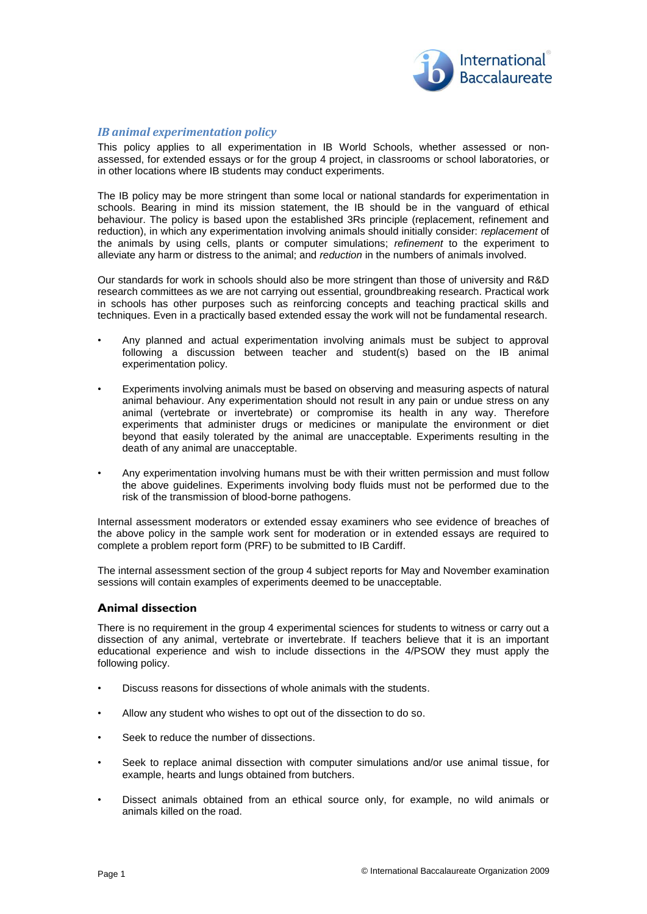## *IB animal experimentation policy*

This policy applies to all experimentation in IB World Schools, whether assessed or non-assessed, for extended essays or for the group 4 project, in classrooms or school laboratories, or in other locations where IB students may conduct experiments.

The IB policy may be more stringent than some local or national standards for experimentation in schools. Bearing in mind its mission statement, the IB should be in the vanguard of ethical behaviour. The policy is based upon the established 3Rs principle (replacement, refinement and reduction), in which any experimentation involving animals should initially consider: *replacement* of the animals by using cells, plants or computer simulations; *refinement* to the experiment to alleviate any harm or distress to the animal; and *reduction* in the numbers of animals involved.

Our standards for work in schools should also be more stringent than those of university and R&D research committees as we are not carrying out essential, groundbreaking research. Practical work in schools has other purposes such as reinforcing concepts and teaching practical skills and techniques. Even in a practically based extended essay the work will not be fundamental research.

- Any planned and actual experimentation involving animals must be subject to approval following a discussion between teacher and student(s) based on the IB animal experimentation policy.
- Experiments involving animals must be based on observing and measuring aspects of natural animal behaviour. Any experimentation should not result in any pain or undue stress on any animal (vertebrate or invertebrate) or compromise its health in any way. Therefore experiments that administer drugs or medicines or manipulate the environment or diet beyond that easily tolerated by the animal are unacceptable. Experiments resulting in the death of any animal are unacceptable.
- Any experimentation involving humans must be with their written permission and must follow the above guidelines. Experiments involving body fluids must not be performed due to the risk of the transmission of blood-borne pathogens.

Internal assessment moderators or extended essay examiners who see evidence of breaches of the above policy in the sample work sent for moderation or in extended essays are required to complete a problem report form (PRF) to be submitted to IB Cardiff.

The internal assessment section of the group 4 subject reports for May and November examination sessions will contain examples of experiments deemed to be unacceptable.

### Animal dissection

There is no requirement in the group 4 experimental sciences for students to witness or carry out a dissection of any animal, vertebrate or invertebrate. If teachers believe that it is an important educational experience and wish to include dissections in the 4/PSOW they must apply the following policy.

- Discuss reasons for dissections of whole animals with the students.
- Allow any student who wishes to opt out of the dissection to do so.
- Seek to reduce the number of dissections.
- Seek to replace animal dissection with computer simulations and/or use animal tissue, for example, hearts and lungs obtained from butchers.
- Dissect animals obtained from an ethical source only, for example, no wild animals or animals killed on the road.

© International Baccalaureate Organization 2009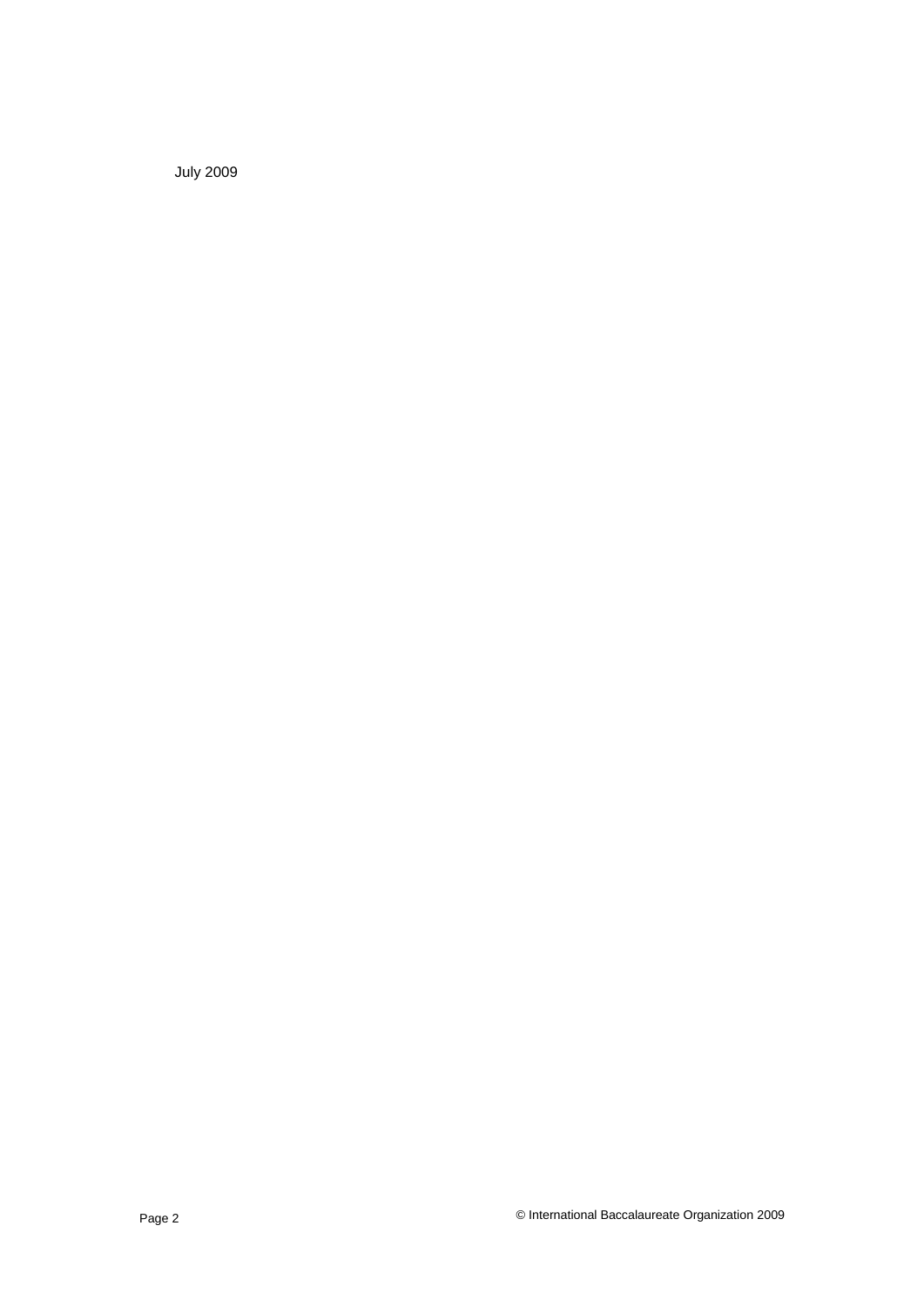July 2009